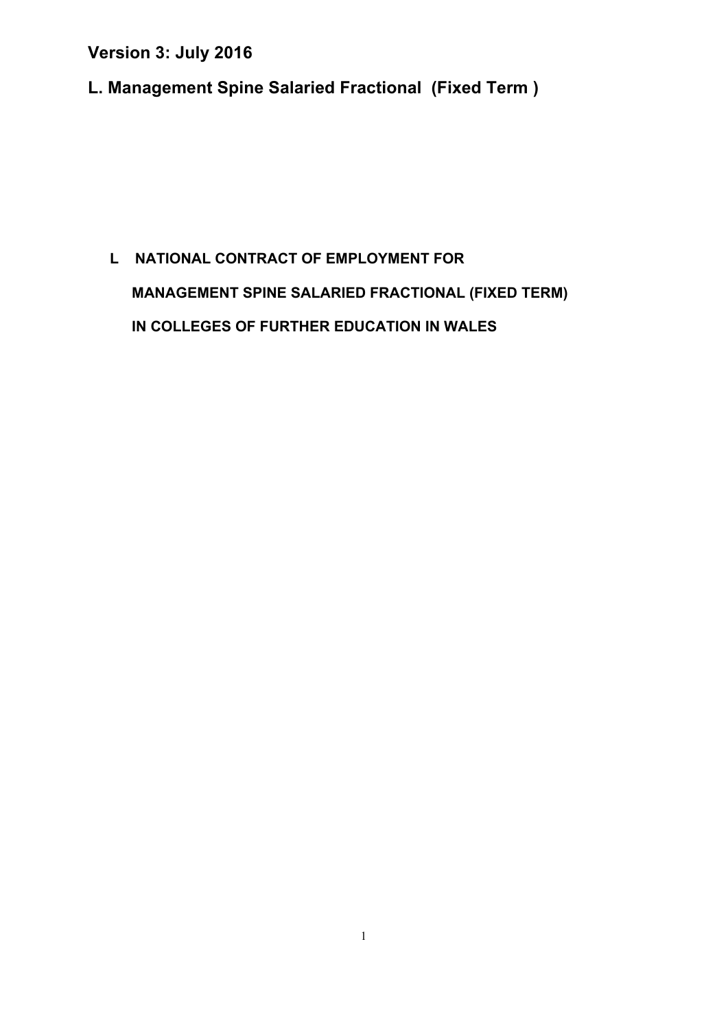**Version 3: July 2016**

# L. Management Spine Salaried Fractional (Fixed Term )

**L NATIONAL CONTRACT OF EMPLOYMENT FOR**

**MANAGEMENT SPINE SALARIED FRACTIONAL (FIXED TERM)**

**IN COLLEGES OF FURTHER EDUCATION IN WALES**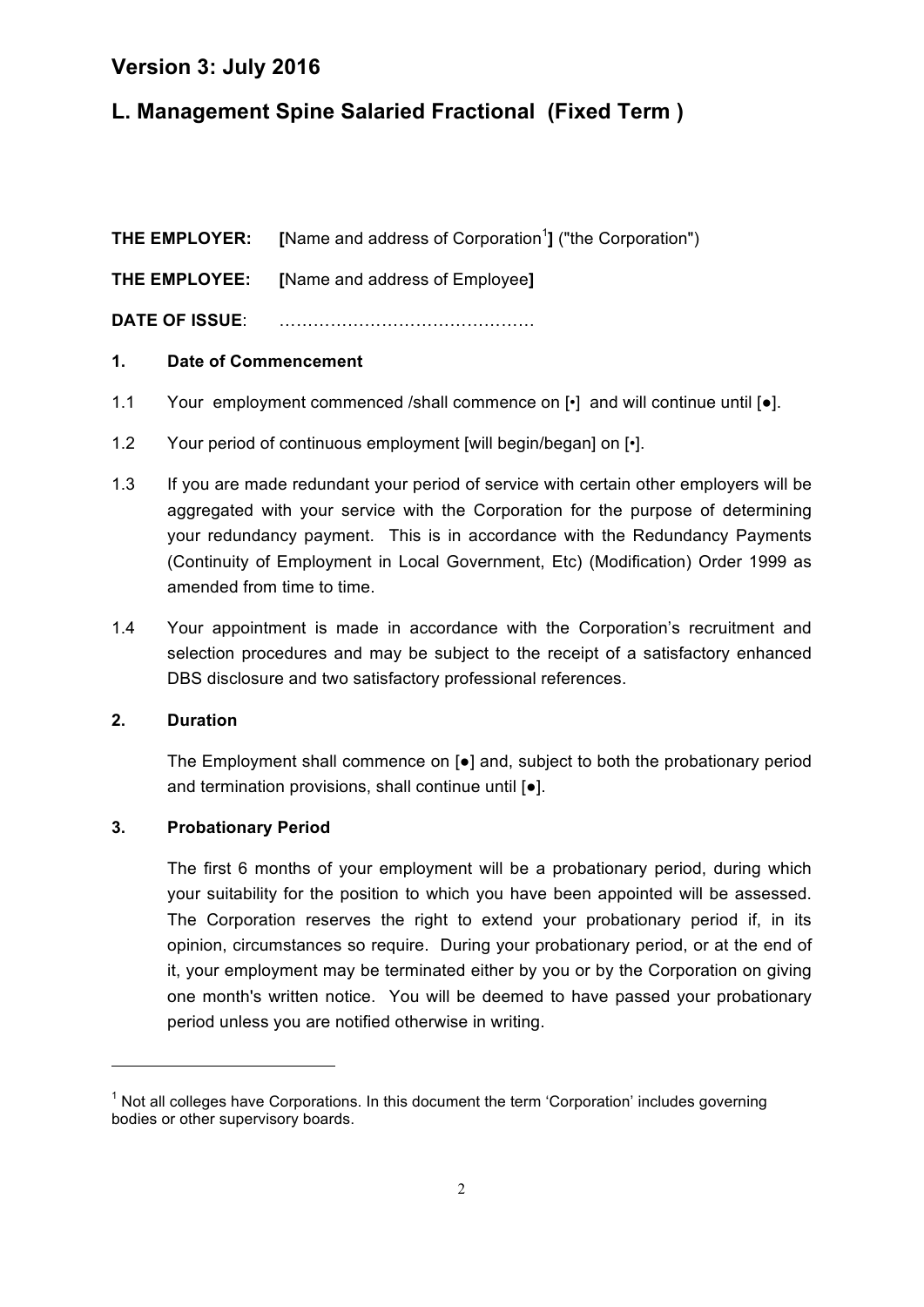## Version 3: July 2016

## L. Management Spine Salaried Fractional (Fixed Term )

**THE EMPLOYER:** **[**Name and address of Corporation[1]**]** ("the Corporation")

**THE EMPLOYEE:** **[**Name and address of Employee**]**

**DATE OF ISSUE**: ………………………………………

### 1. Date of Commencement

1.1 Your employment commenced /shall commence on [•] and will continue until [●].

1.2 Your period of continuous employment [will begin/began] on [•].

1.3 If you are made redundant your period of service with certain other employers will be aggregated with your service with the Corporation for the purpose of determining your redundancy payment. This is in accordance with the Redundancy Payments (Continuity of Employment in Local Government, Etc) (Modification) Order 1999 as amended from time to time.

1.4 Your appointment is made in accordance with the Corporation's recruitment and selection procedures and may be subject to the receipt of a satisfactory enhanced DBS disclosure and two satisfactory professional references.

### 2. Duration

The Employment shall commence on [●] and, subject to both the probationary period and termination provisions, shall continue until [●].

### 3. Probationary Period

The first 6 months of your employment will be a probationary period, during which your suitability for the position to which you have been appointed will be assessed. The Corporation reserves the right to extend your probationary period if, in its opinion, circumstances so require. During your probationary period, or at the end of it, your employment may be terminated either by you or by the Corporation on giving one month's written notice. You will be deemed to have passed your probationary period unless you are notified otherwise in writing.

---

[1] Not all colleges have Corporations. In this document the term 'Corporation' includes governing bodies or other supervisory boards.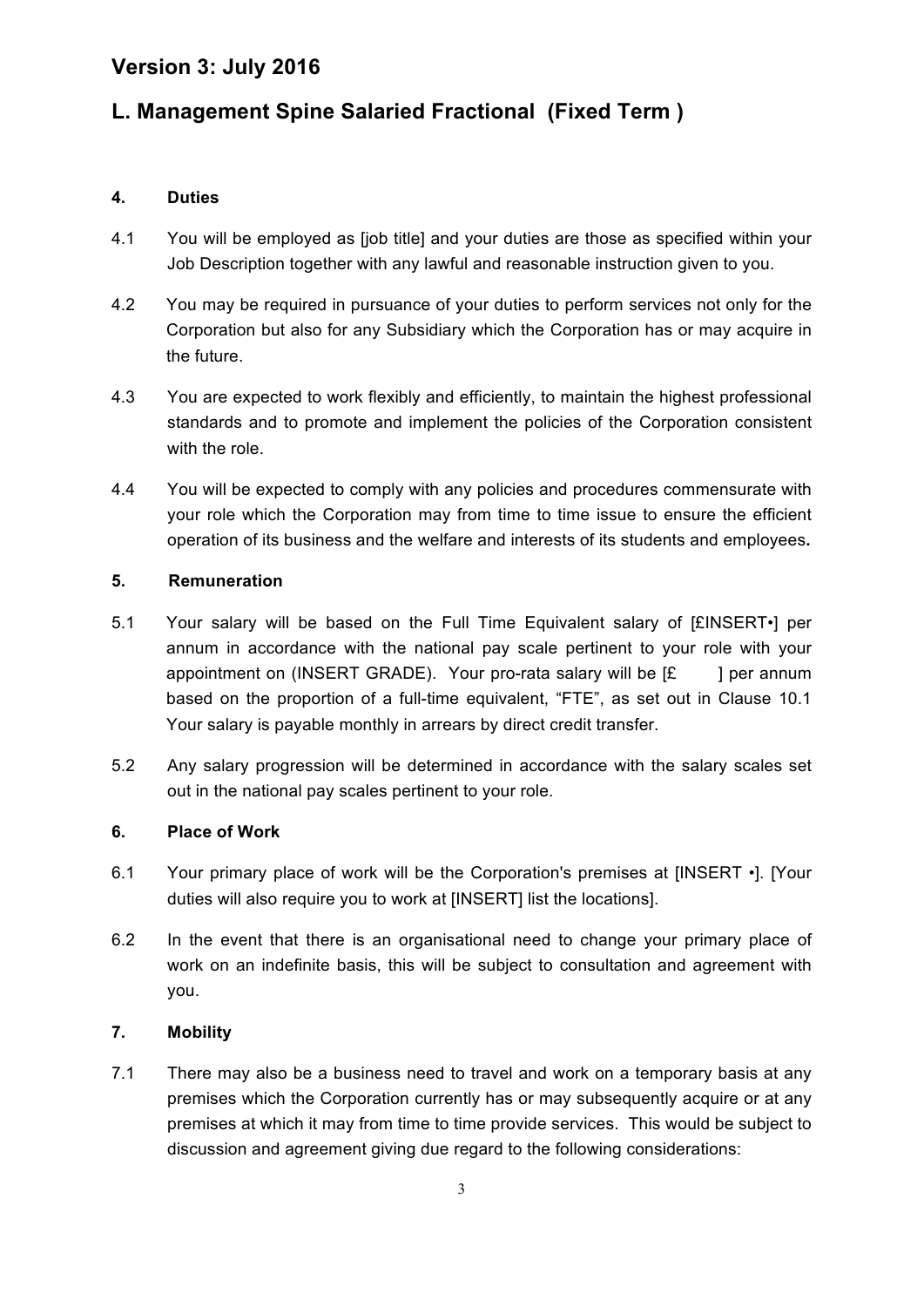# Version 3: July 2016

# L. Management Spine Salaried Fractional (Fixed Term )

### 4. Duties

4.1 You will be employed as [job title] and your duties are those as specified within your Job Description together with any lawful and reasonable instruction given to you.

4.2 You may be required in pursuance of your duties to perform services not only for the Corporation but also for any Subsidiary which the Corporation has or may acquire in the future.

4.3 You are expected to work flexibly and efficiently, to maintain the highest professional standards and to promote and implement the policies of the Corporation consistent with the role.

4.4 You will be expected to comply with any policies and procedures commensurate with your role which the Corporation may from time to time issue to ensure the efficient operation of its business and the welfare and interests of its students and employees**.**

### 5. Remuneration

5.1 Your salary will be based on the Full Time Equivalent salary of [£INSERT•] per annum in accordance with the national pay scale pertinent to your role with your appointment on (INSERT GRADE). Your pro-rata salary will be [£ ] per annum based on the proportion of a full-time equivalent, "FTE", as set out in Clause 10.1 Your salary is payable monthly in arrears by direct credit transfer.

5.2 Any salary progression will be determined in accordance with the salary scales set out in the national pay scales pertinent to your role.

### 6. Place of Work

6.1 Your primary place of work will be the Corporation's premises at [INSERT •]. [Your duties will also require you to work at [INSERT] list the locations].

6.2 In the event that there is an organisational need to change your primary place of work on an indefinite basis, this will be subject to consultation and agreement with you.

### 7. Mobility

7.1 There may also be a business need to travel and work on a temporary basis at any premises which the Corporation currently has or may subsequently acquire or at any premises at which it may from time to time provide services. This would be subject to discussion and agreement giving due regard to the following considerations: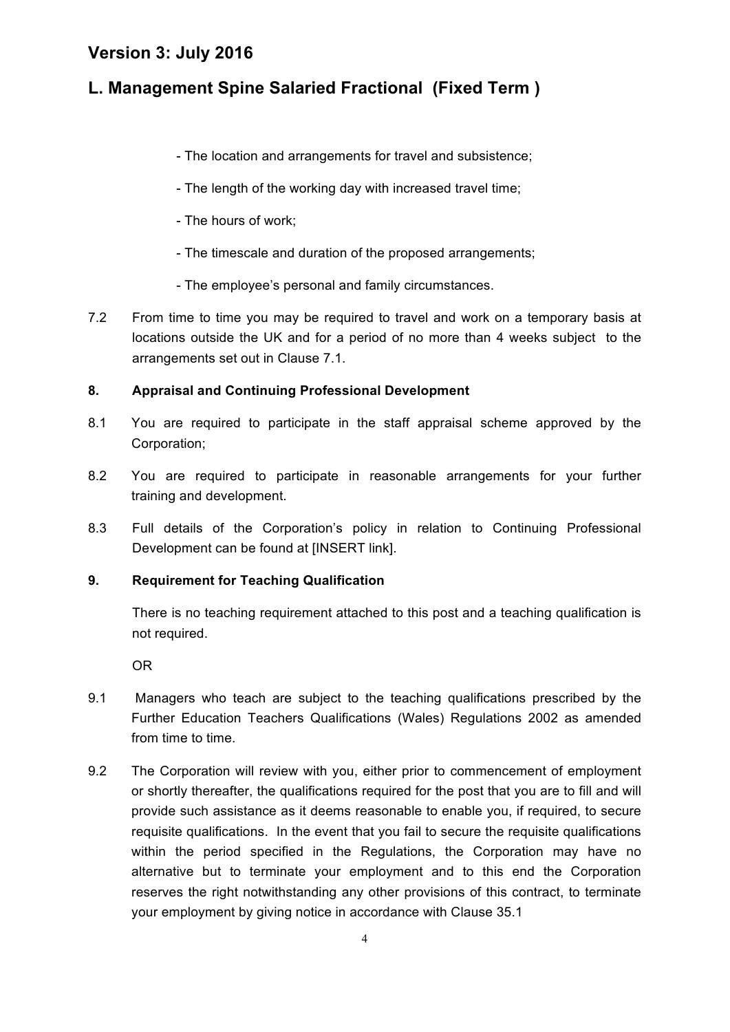- The location and arrangements for travel and subsistence;

- The length of the working day with increased travel time;

- The hours of work;

- The timescale and duration of the proposed arrangements;

- The employee's personal and family circumstances.

7.2 From time to time you may be required to travel and work on a temporary basis at locations outside the UK and for a period of no more than 4 weeks subject to the arrangements set out in Clause 7.1.

**8. Appraisal and Continuing Professional Development**

8.1 You are required to participate in the staff appraisal scheme approved by the Corporation;

8.2 You are required to participate in reasonable arrangements for your further training and development.

8.3 Full details of the Corporation's policy in relation to Continuing Professional Development can be found at [INSERT link].

**9. Requirement for Teaching Qualification**

There is no teaching requirement attached to this post and a teaching qualification is not required.

OR

9.1 Managers who teach are subject to the teaching qualifications prescribed by the Further Education Teachers Qualifications (Wales) Regulations 2002 as amended from time to time.

9.2 The Corporation will review with you, either prior to commencement of employment or shortly thereafter, the qualifications required for the post that you are to fill and will provide such assistance as it deems reasonable to enable you, if required, to secure requisite qualifications. In the event that you fail to secure the requisite qualifications within the period specified in the Regulations, the Corporation may have no alternative but to terminate your employment and to this end the Corporation reserves the right notwithstanding any other provisions of this contract, to terminate your employment by giving notice in accordance with Clause 35.1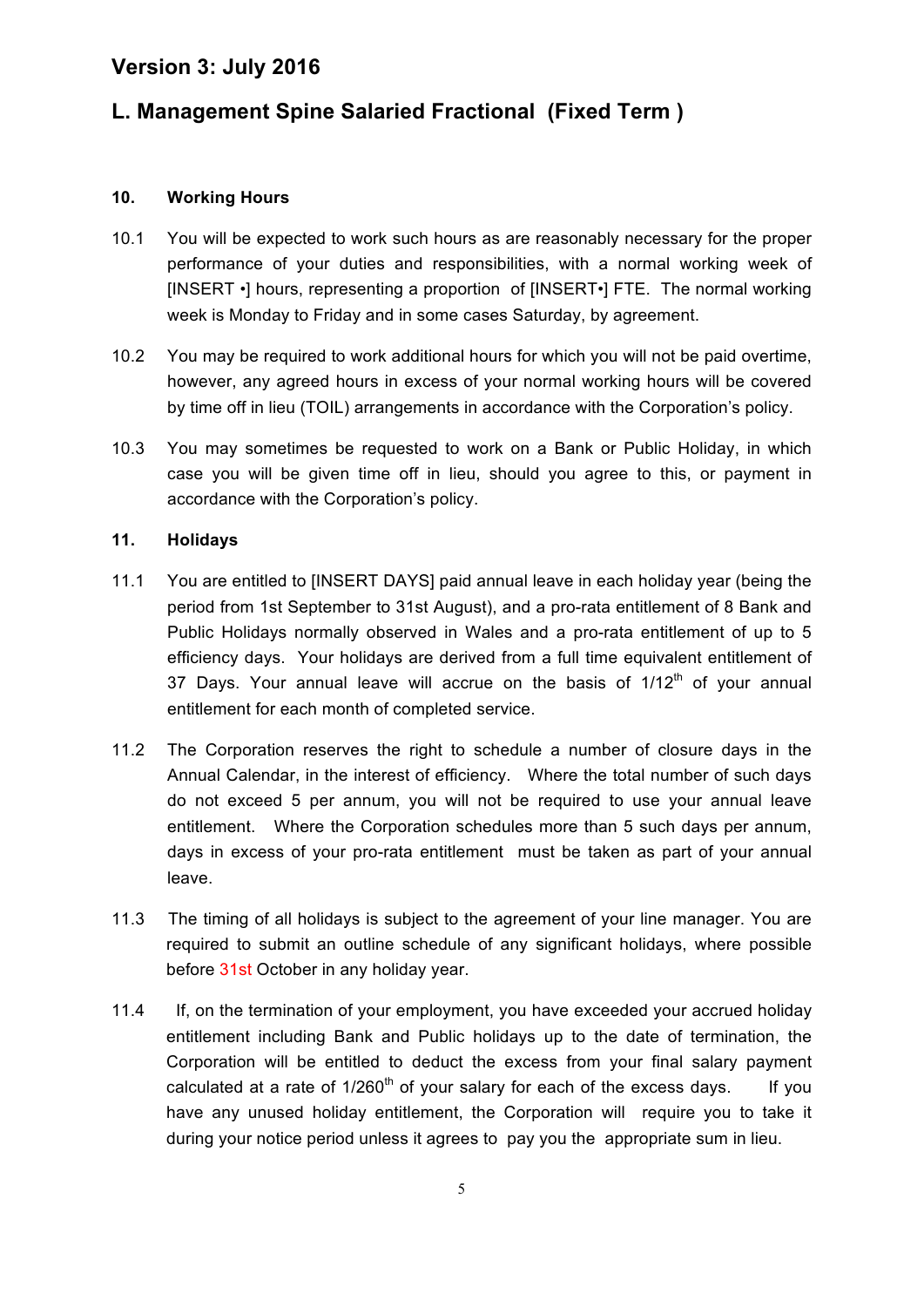# Version 3: July 2016

# L. Management Spine Salaried Fractional (Fixed Term )

**10. Working Hours**

10.1 You will be expected to work such hours as are reasonably necessary for the proper performance of your duties and responsibilities, with a normal working week of [INSERT •] hours, representing a proportion of [INSERT•] FTE. The normal working week is Monday to Friday and in some cases Saturday, by agreement.

10.2 You may be required to work additional hours for which you will not be paid overtime, however, any agreed hours in excess of your normal working hours will be covered by time off in lieu (TOIL) arrangements in accordance with the Corporation's policy.

10.3 You may sometimes be requested to work on a Bank or Public Holiday, in which case you will be given time off in lieu, should you agree to this, or payment in accordance with the Corporation's policy.

**11. Holidays**

11.1 You are entitled to [INSERT DAYS] paid annual leave in each holiday year (being the period from 1st September to 31st August), and a pro-rata entitlement of 8 Bank and Public Holidays normally observed in Wales and a pro-rata entitlement of up to 5 efficiency days. Your holidays are derived from a full time equivalent entitlement of 37 Days. Your annual leave will accrue on the basis of 1/12th of your annual entitlement for each month of completed service.

11.2 The Corporation reserves the right to schedule a number of closure days in the Annual Calendar, in the interest of efficiency. Where the total number of such days do not exceed 5 per annum, you will not be required to use your annual leave entitlement. Where the Corporation schedules more than 5 such days per annum, days in excess of your pro-rata entitlement must be taken as part of your annual leave.

11.3 The timing of all holidays is subject to the agreement of your line manager. You are required to submit an outline schedule of any significant holidays, where possible before 31st October in any holiday year.

11.4 If, on the termination of your employment, you have exceeded your accrued holiday entitlement including Bank and Public holidays up to the date of termination, the Corporation will be entitled to deduct the excess from your final salary payment calculated at a rate of 1/260th of your salary for each of the excess days. If you have any unused holiday entitlement, the Corporation will require you to take it during your notice period unless it agrees to pay you the appropriate sum in lieu.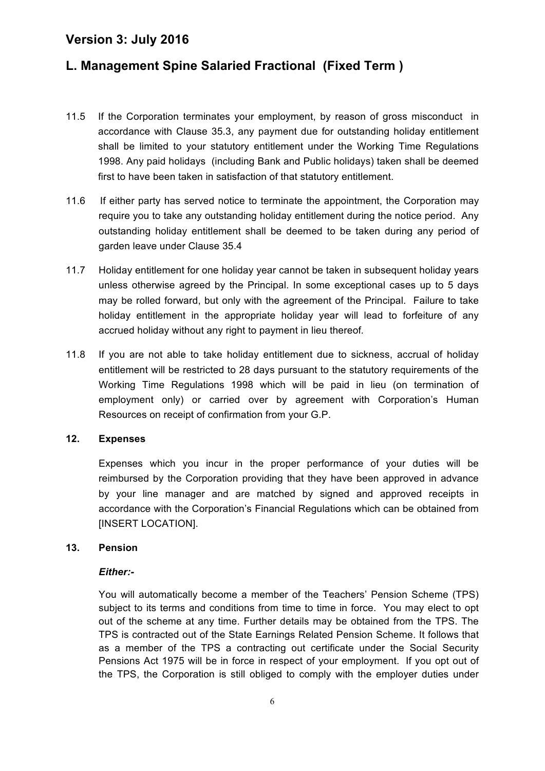## Version 3: July 2016

## L. Management Spine Salaried Fractional (Fixed Term )

11.5 If the Corporation terminates your employment, by reason of gross misconduct in accordance with Clause 35.3, any payment due for outstanding holiday entitlement shall be limited to your statutory entitlement under the Working Time Regulations 1998. Any paid holidays (including Bank and Public holidays) taken shall be deemed first to have been taken in satisfaction of that statutory entitlement.

11.6 If either party has served notice to terminate the appointment, the Corporation may require you to take any outstanding holiday entitlement during the notice period. Any outstanding holiday entitlement shall be deemed to be taken during any period of garden leave under Clause 35.4

11.7 Holiday entitlement for one holiday year cannot be taken in subsequent holiday years unless otherwise agreed by the Principal. In some exceptional cases up to 5 days may be rolled forward, but only with the agreement of the Principal. Failure to take holiday entitlement in the appropriate holiday year will lead to forfeiture of any accrued holiday without any right to payment in lieu thereof.

11.8 If you are not able to take holiday entitlement due to sickness, accrual of holiday entitlement will be restricted to 28 days pursuant to the statutory requirements of the Working Time Regulations 1998 which will be paid in lieu (on termination of employment only) or carried over by agreement with Corporation's Human Resources on receipt of confirmation from your G.P.

### 12. Expenses

Expenses which you incur in the proper performance of your duties will be reimbursed by the Corporation providing that they have been approved in advance by your line manager and are matched by signed and approved receipts in accordance with the Corporation's Financial Regulations which can be obtained from [INSERT LOCATION].

### 13. Pension

***Either:-***

You will automatically become a member of the Teachers' Pension Scheme (TPS) subject to its terms and conditions from time to time in force. You may elect to opt out of the scheme at any time. Further details may be obtained from the TPS. The TPS is contracted out of the State Earnings Related Pension Scheme. It follows that as a member of the TPS a contracting out certificate under the Social Security Pensions Act 1975 will be in force in respect of your employment. If you opt out of the TPS, the Corporation is still obliged to comply with the employer duties under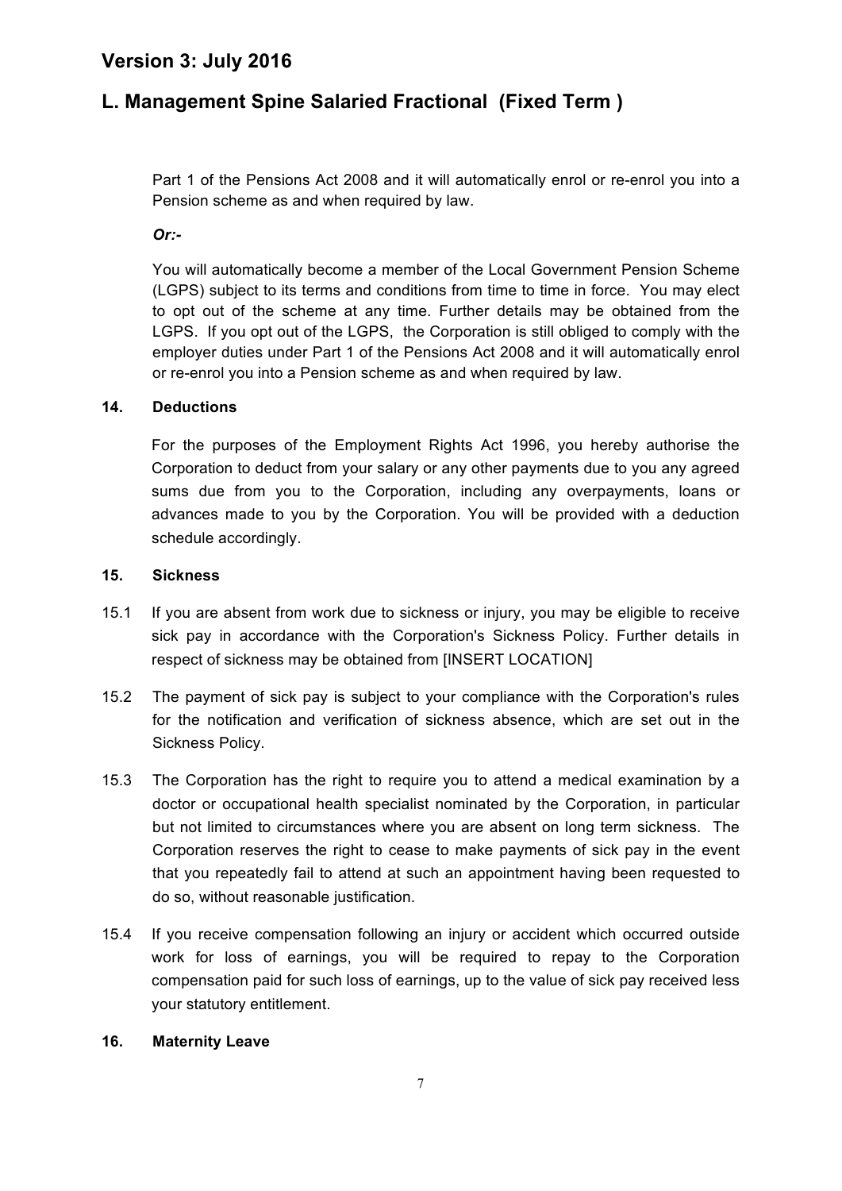Part 1 of the Pensions Act 2008 and it will automatically enrol or re-enrol you into a Pension scheme as and when required by law.

***Or:-***

You will automatically become a member of the Local Government Pension Scheme (LGPS) subject to its terms and conditions from time to time in force. You may elect to opt out of the scheme at any time. Further details may be obtained from the LGPS. If you opt out of the LGPS, the Corporation is still obliged to comply with the employer duties under Part 1 of the Pensions Act 2008 and it will automatically enrol or re-enrol you into a Pension scheme as and when required by law.

**14. Deductions**

For the purposes of the Employment Rights Act 1996, you hereby authorise the Corporation to deduct from your salary or any other payments due to you any agreed sums due from you to the Corporation, including any overpayments, loans or advances made to you by the Corporation. You will be provided with a deduction schedule accordingly.

**15. Sickness**

15.1 If you are absent from work due to sickness or injury, you may be eligible to receive sick pay in accordance with the Corporation's Sickness Policy. Further details in respect of sickness may be obtained from [INSERT LOCATION]

15.2 The payment of sick pay is subject to your compliance with the Corporation's rules for the notification and verification of sickness absence, which are set out in the Sickness Policy.

15.3 The Corporation has the right to require you to attend a medical examination by a doctor or occupational health specialist nominated by the Corporation, in particular but not limited to circumstances where you are absent on long term sickness. The Corporation reserves the right to cease to make payments of sick pay in the event that you repeatedly fail to attend at such an appointment having been requested to do so, without reasonable justification.

15.4 If you receive compensation following an injury or accident which occurred outside work for loss of earnings, you will be required to repay to the Corporation compensation paid for such loss of earnings, up to the value of sick pay received less your statutory entitlement.

**16. Maternity Leave**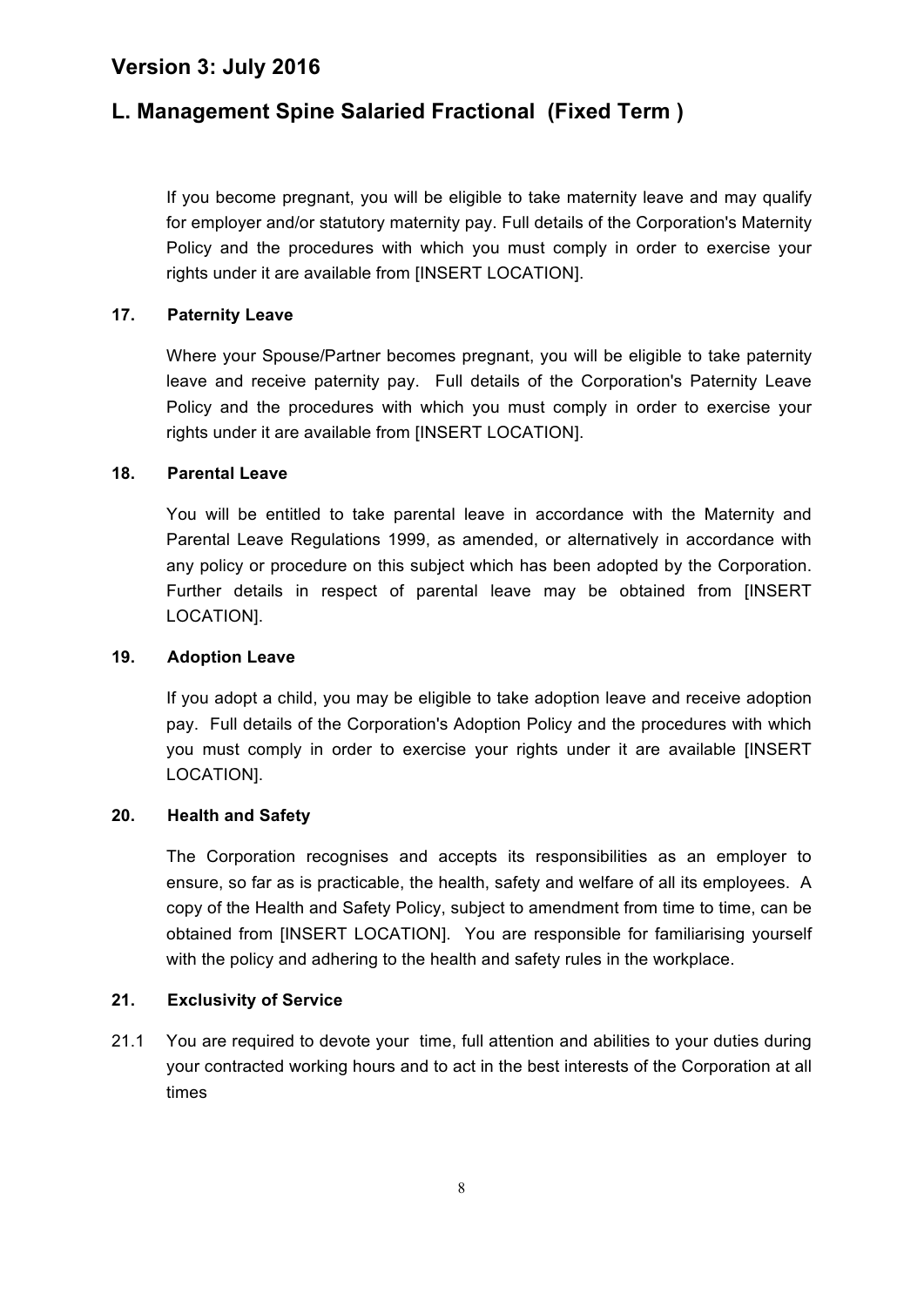If you become pregnant, you will be eligible to take maternity leave and may qualify for employer and/or statutory maternity pay. Full details of the Corporation's Maternity Policy and the procedures with which you must comply in order to exercise your rights under it are available from [INSERT LOCATION].

**17. Paternity Leave**

Where your Spouse/Partner becomes pregnant, you will be eligible to take paternity leave and receive paternity pay. Full details of the Corporation's Paternity Leave Policy and the procedures with which you must comply in order to exercise your rights under it are available from [INSERT LOCATION].

**18. Parental Leave**

You will be entitled to take parental leave in accordance with the Maternity and Parental Leave Regulations 1999, as amended, or alternatively in accordance with any policy or procedure on this subject which has been adopted by the Corporation. Further details in respect of parental leave may be obtained from [INSERT LOCATION].

**19. Adoption Leave**

If you adopt a child, you may be eligible to take adoption leave and receive adoption pay. Full details of the Corporation's Adoption Policy and the procedures with which you must comply in order to exercise your rights under it are available [INSERT LOCATION].

**20. Health and Safety**

The Corporation recognises and accepts its responsibilities as an employer to ensure, so far as is practicable, the health, safety and welfare of all its employees. A copy of the Health and Safety Policy, subject to amendment from time to time, can be obtained from [INSERT LOCATION]. You are responsible for familiarising yourself with the policy and adhering to the health and safety rules in the workplace.

**21. Exclusivity of Service**

21.1 You are required to devote your time, full attention and abilities to your duties during your contracted working hours and to act in the best interests of the Corporation at all times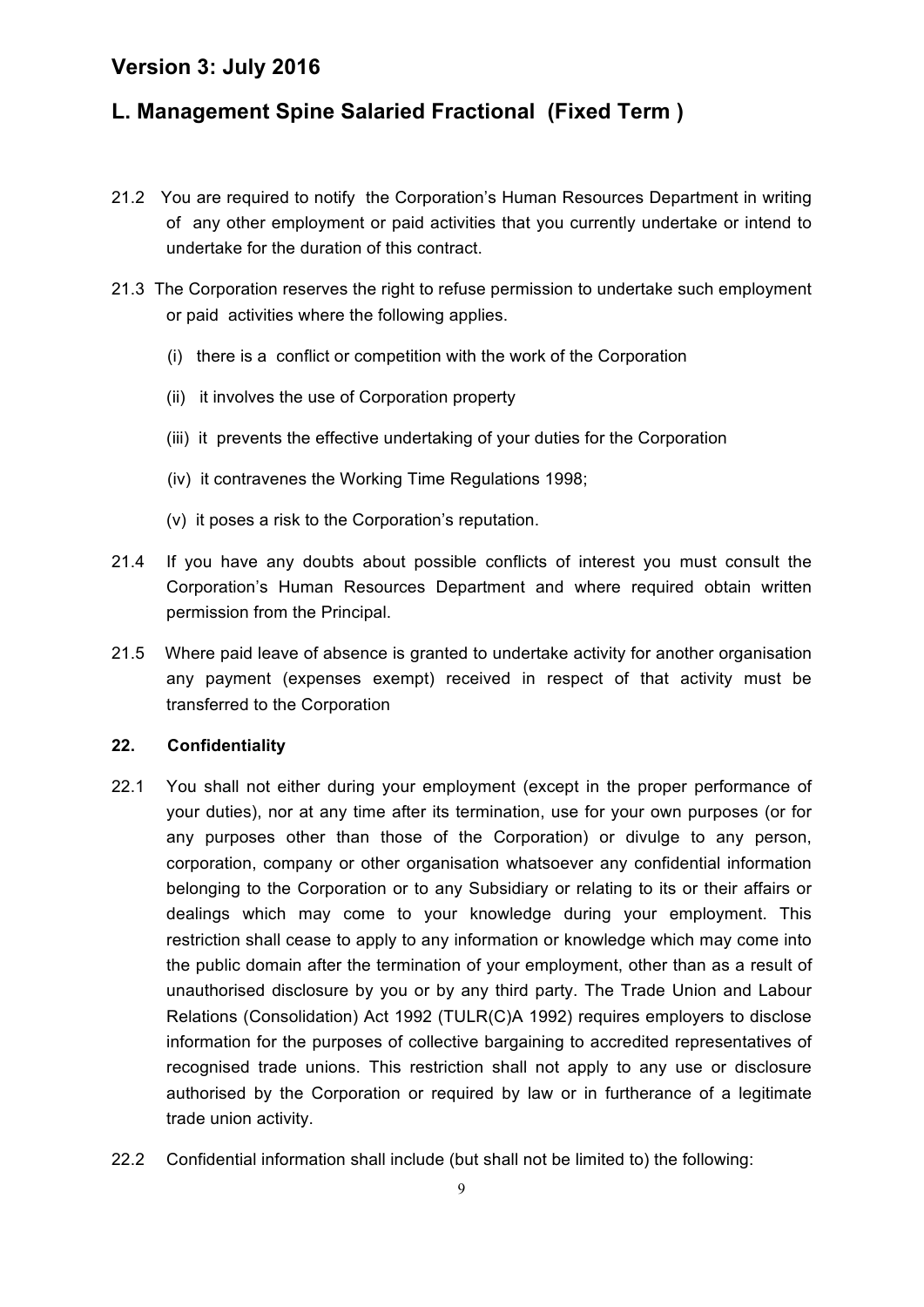## Version 3: July 2016

## L. Management Spine Salaried Fractional (Fixed Term )

21.2 You are required to notify the Corporation's Human Resources Department in writing of any other employment or paid activities that you currently undertake or intend to undertake for the duration of this contract.

21.3 The Corporation reserves the right to refuse permission to undertake such employment or paid activities where the following applies.

(i) there is a conflict or competition with the work of the Corporation

(ii) it involves the use of Corporation property

(iii) it prevents the effective undertaking of your duties for the Corporation

(iv) it contravenes the Working Time Regulations 1998;

(v) it poses a risk to the Corporation's reputation.

21.4 If you have any doubts about possible conflicts of interest you must consult the Corporation's Human Resources Department and where required obtain written permission from the Principal.

21.5 Where paid leave of absence is granted to undertake activity for another organisation any payment (expenses exempt) received in respect of that activity must be transferred to the Corporation

**22. Confidentiality**

22.1 You shall not either during your employment (except in the proper performance of your duties), nor at any time after its termination, use for your own purposes (or for any purposes other than those of the Corporation) or divulge to any person, corporation, company or other organisation whatsoever any confidential information belonging to the Corporation or to any Subsidiary or relating to its or their affairs or dealings which may come to your knowledge during your employment. This restriction shall cease to apply to any information or knowledge which may come into the public domain after the termination of your employment, other than as a result of unauthorised disclosure by you or by any third party. The Trade Union and Labour Relations (Consolidation) Act 1992 (TULR(C)A 1992) requires employers to disclose information for the purposes of collective bargaining to accredited representatives of recognised trade unions. This restriction shall not apply to any use or disclosure authorised by the Corporation or required by law or in furtherance of a legitimate trade union activity.

22.2 Confidential information shall include (but shall not be limited to) the following: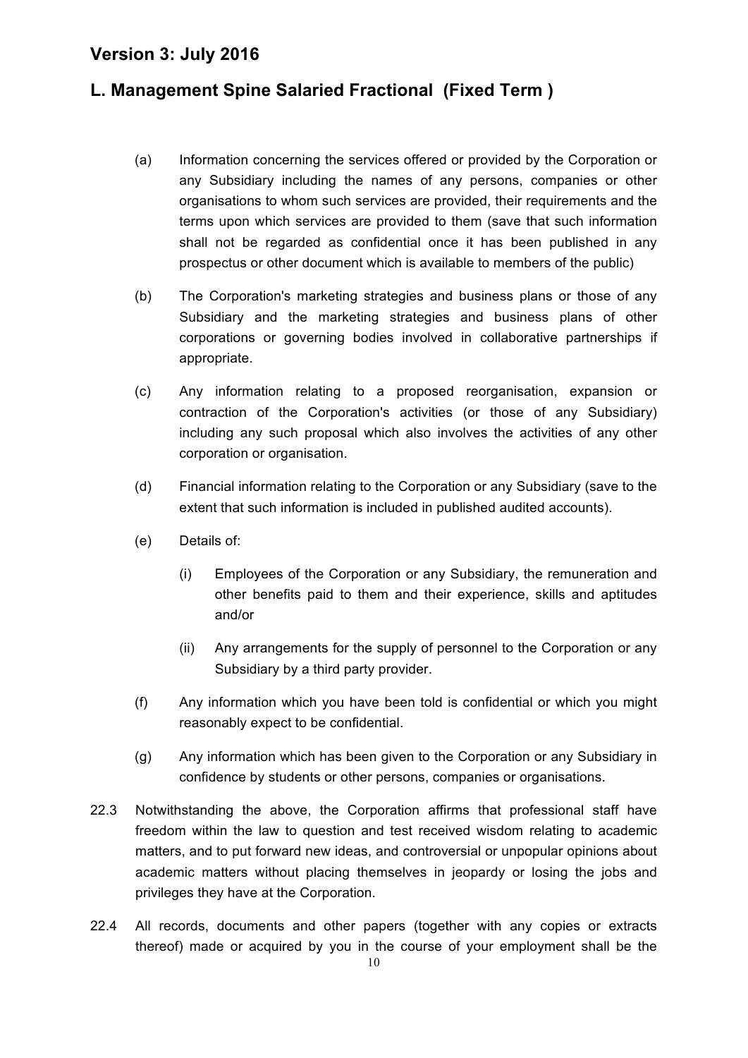(a) Information concerning the services offered or provided by the Corporation or any Subsidiary including the names of any persons, companies or other organisations to whom such services are provided, their requirements and the terms upon which services are provided to them (save that such information shall not be regarded as confidential once it has been published in any prospectus or other document which is available to members of the public)

(b) The Corporation's marketing strategies and business plans or those of any Subsidiary and the marketing strategies and business plans of other corporations or governing bodies involved in collaborative partnerships if appropriate.

(c) Any information relating to a proposed reorganisation, expansion or contraction of the Corporation's activities (or those of any Subsidiary) including any such proposal which also involves the activities of any other corporation or organisation.

(d) Financial information relating to the Corporation or any Subsidiary (save to the extent that such information is included in published audited accounts).

(e) Details of:

  (i) Employees of the Corporation or any Subsidiary, the remuneration and other benefits paid to them and their experience, skills and aptitudes and/or

  (ii) Any arrangements for the supply of personnel to the Corporation or any Subsidiary by a third party provider.

(f) Any information which you have been told is confidential or which you might reasonably expect to be confidential.

(g) Any information which has been given to the Corporation or any Subsidiary in confidence by students or other persons, companies or organisations.

22.3 Notwithstanding the above, the Corporation affirms that professional staff have freedom within the law to question and test received wisdom relating to academic matters, and to put forward new ideas, and controversial or unpopular opinions about academic matters without placing themselves in jeopardy or losing the jobs and privileges they have at the Corporation.

22.4 All records, documents and other papers (together with any copies or extracts thereof) made or acquired by you in the course of your employment shall be the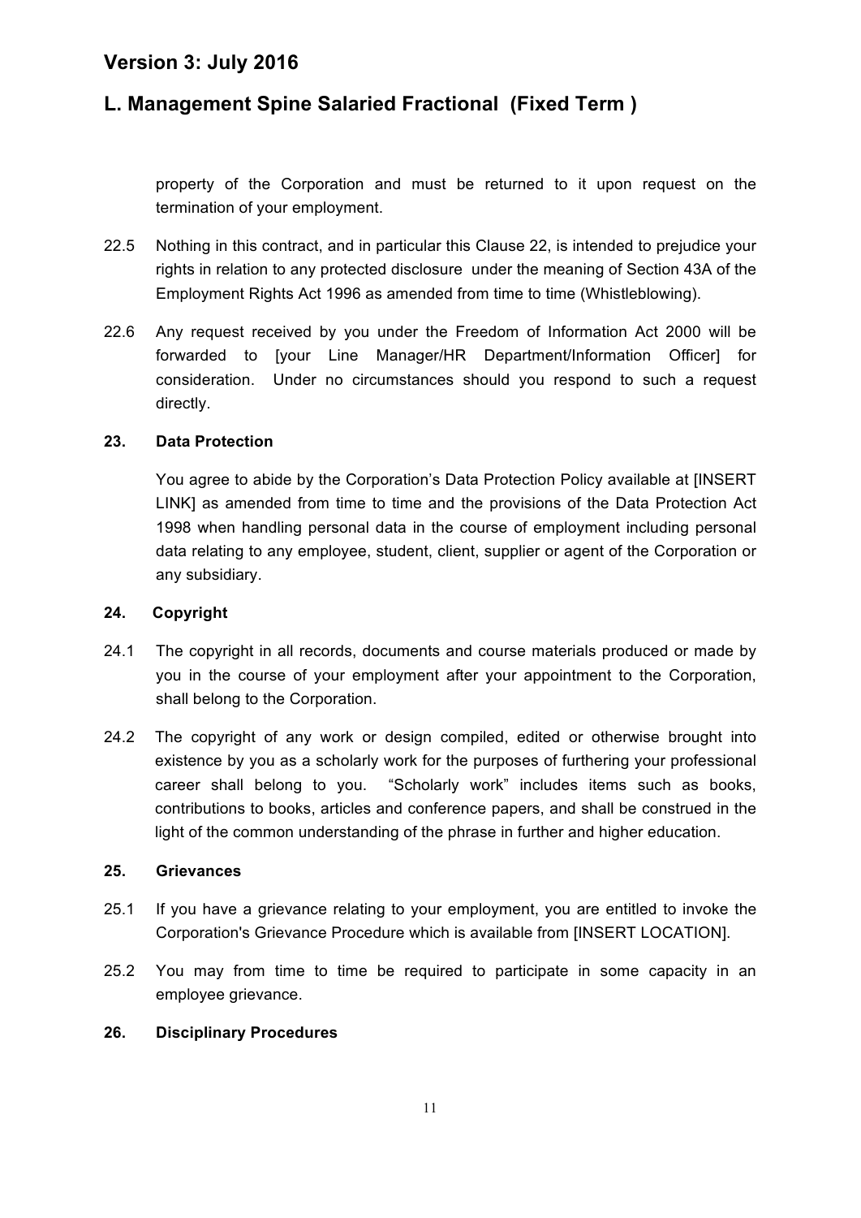property of the Corporation and must be returned to it upon request on the termination of your employment.

22.5 Nothing in this contract, and in particular this Clause 22, is intended to prejudice your rights in relation to any protected disclosure under the meaning of Section 43A of the Employment Rights Act 1996 as amended from time to time (Whistleblowing).

22.6 Any request received by you under the Freedom of Information Act 2000 will be forwarded to [your Line Manager/HR Department/Information Officer] for consideration. Under no circumstances should you respond to such a request directly.

**23. Data Protection**

You agree to abide by the Corporation's Data Protection Policy available at [INSERT LINK] as amended from time to time and the provisions of the Data Protection Act 1998 when handling personal data in the course of employment including personal data relating to any employee, student, client, supplier or agent of the Corporation or any subsidiary.

**24. Copyright**

24.1 The copyright in all records, documents and course materials produced or made by you in the course of your employment after your appointment to the Corporation, shall belong to the Corporation.

24.2 The copyright of any work or design compiled, edited or otherwise brought into existence by you as a scholarly work for the purposes of furthering your professional career shall belong to you. "Scholarly work" includes items such as books, contributions to books, articles and conference papers, and shall be construed in the light of the common understanding of the phrase in further and higher education.

**25. Grievances**

25.1 If you have a grievance relating to your employment, you are entitled to invoke the Corporation's Grievance Procedure which is available from [INSERT LOCATION].

25.2 You may from time to time be required to participate in some capacity in an employee grievance.

**26. Disciplinary Procedures**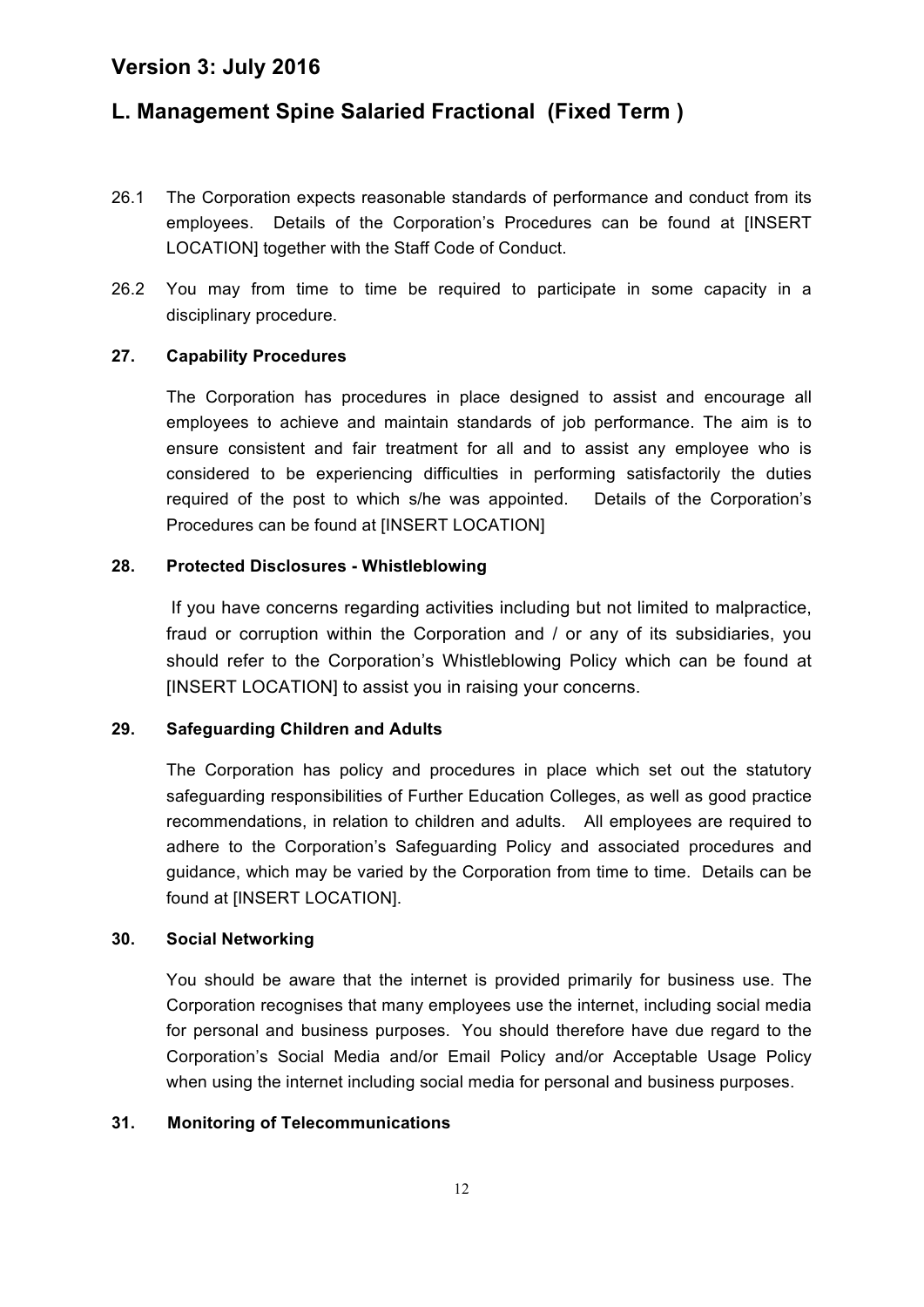## Version 3: July 2016

## L. Management Spine Salaried Fractional (Fixed Term )

26.1 The Corporation expects reasonable standards of performance and conduct from its employees. Details of the Corporation's Procedures can be found at [INSERT LOCATION] together with the Staff Code of Conduct.

26.2 You may from time to time be required to participate in some capacity in a disciplinary procedure.

### 27. Capability Procedures

The Corporation has procedures in place designed to assist and encourage all employees to achieve and maintain standards of job performance. The aim is to ensure consistent and fair treatment for all and to assist any employee who is considered to be experiencing difficulties in performing satisfactorily the duties required of the post to which s/he was appointed. Details of the Corporation's Procedures can be found at [INSERT LOCATION]

### 28. Protected Disclosures - Whistleblowing

If you have concerns regarding activities including but not limited to malpractice, fraud or corruption within the Corporation and / or any of its subsidiaries, you should refer to the Corporation's Whistleblowing Policy which can be found at [INSERT LOCATION] to assist you in raising your concerns.

### 29. Safeguarding Children and Adults

The Corporation has policy and procedures in place which set out the statutory safeguarding responsibilities of Further Education Colleges, as well as good practice recommendations, in relation to children and adults. All employees are required to adhere to the Corporation's Safeguarding Policy and associated procedures and guidance, which may be varied by the Corporation from time to time. Details can be found at [INSERT LOCATION].

### 30. Social Networking

You should be aware that the internet is provided primarily for business use. The Corporation recognises that many employees use the internet, including social media for personal and business purposes. You should therefore have due regard to the Corporation's Social Media and/or Email Policy and/or Acceptable Usage Policy when using the internet including social media for personal and business purposes.

### 31. Monitoring of Telecommunications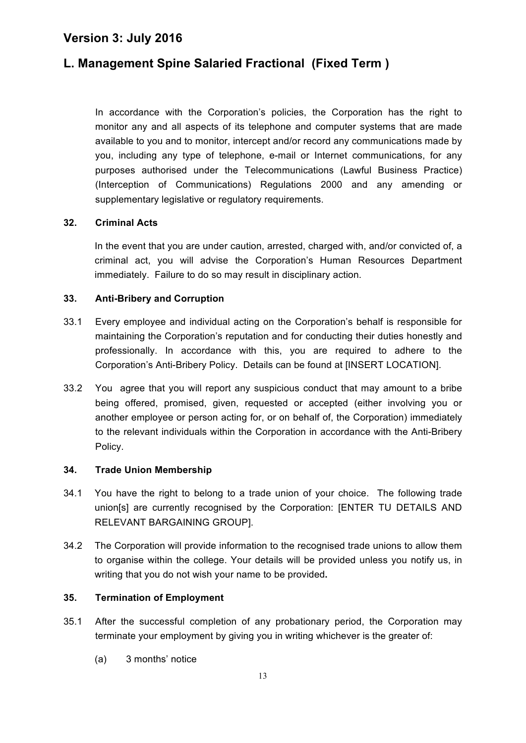In accordance with the Corporation's policies, the Corporation has the right to monitor any and all aspects of its telephone and computer systems that are made available to you and to monitor, intercept and/or record any communications made by you, including any type of telephone, e-mail or Internet communications, for any purposes authorised under the Telecommunications (Lawful Business Practice) (Interception of Communications) Regulations 2000 and any amending or supplementary legislative or regulatory requirements.

**32. Criminal Acts**

In the event that you are under caution, arrested, charged with, and/or convicted of, a criminal act, you will advise the Corporation's Human Resources Department immediately. Failure to do so may result in disciplinary action.

**33. Anti-Bribery and Corruption**

33.1 Every employee and individual acting on the Corporation's behalf is responsible for maintaining the Corporation's reputation and for conducting their duties honestly and professionally. In accordance with this, you are required to adhere to the Corporation's Anti-Bribery Policy. Details can be found at [INSERT LOCATION].

33.2 You agree that you will report any suspicious conduct that may amount to a bribe being offered, promised, given, requested or accepted (either involving you or another employee or person acting for, or on behalf of, the Corporation) immediately to the relevant individuals within the Corporation in accordance with the Anti-Bribery Policy.

**34. Trade Union Membership**

34.1 You have the right to belong to a trade union of your choice. The following trade union[s] are currently recognised by the Corporation: [ENTER TU DETAILS AND RELEVANT BARGAINING GROUP].

34.2 The Corporation will provide information to the recognised trade unions to allow them to organise within the college. Your details will be provided unless you notify us, in writing that you do not wish your name to be provided**.**

**35. Termination of Employment**

35.1 After the successful completion of any probationary period, the Corporation may terminate your employment by giving you in writing whichever is the greater of:

(a) 3 months' notice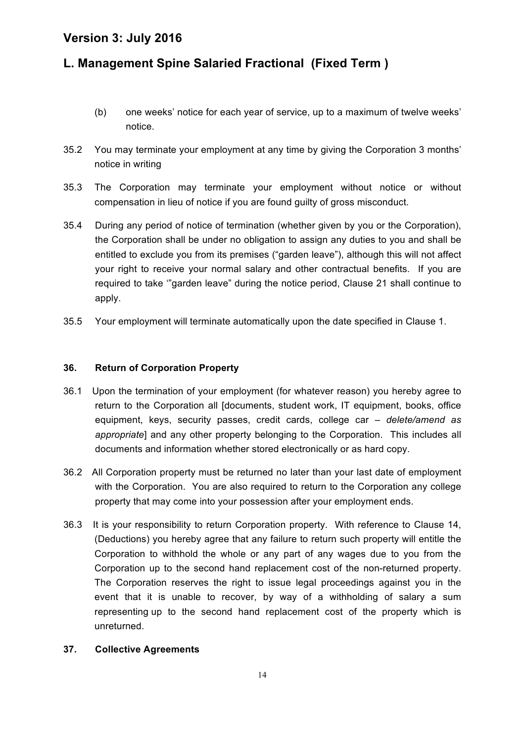(b) one weeks' notice for each year of service, up to a maximum of twelve weeks' notice.

35.2 You may terminate your employment at any time by giving the Corporation 3 months' notice in writing

35.3 The Corporation may terminate your employment without notice or without compensation in lieu of notice if you are found guilty of gross misconduct.

35.4 During any period of notice of termination (whether given by you or the Corporation), the Corporation shall be under no obligation to assign any duties to you and shall be entitled to exclude you from its premises ("garden leave"), although this will not affect your right to receive your normal salary and other contractual benefits. If you are required to take '"garden leave" during the notice period, Clause 21 shall continue to apply.

35.5 Your employment will terminate automatically upon the date specified in Clause 1.

#### 36. Return of Corporation Property

36.1 Upon the termination of your employment (for whatever reason) you hereby agree to return to the Corporation all [documents, student work, IT equipment, books, office equipment, keys, security passes, credit cards, college car – *delete/amend as appropriate*] and any other property belonging to the Corporation. This includes all documents and information whether stored electronically or as hard copy.

36.2 All Corporation property must be returned no later than your last date of employment with the Corporation. You are also required to return to the Corporation any college property that may come into your possession after your employment ends.

36.3 It is your responsibility to return Corporation property. With reference to Clause 14, (Deductions) you hereby agree that any failure to return such property will entitle the Corporation to withhold the whole or any part of any wages due to you from the Corporation up to the second hand replacement cost of the non-returned property. The Corporation reserves the right to issue legal proceedings against you in the event that it is unable to recover, by way of a withholding of salary a sum representing up to the second hand replacement cost of the property which is unreturned.

#### 37. Collective Agreements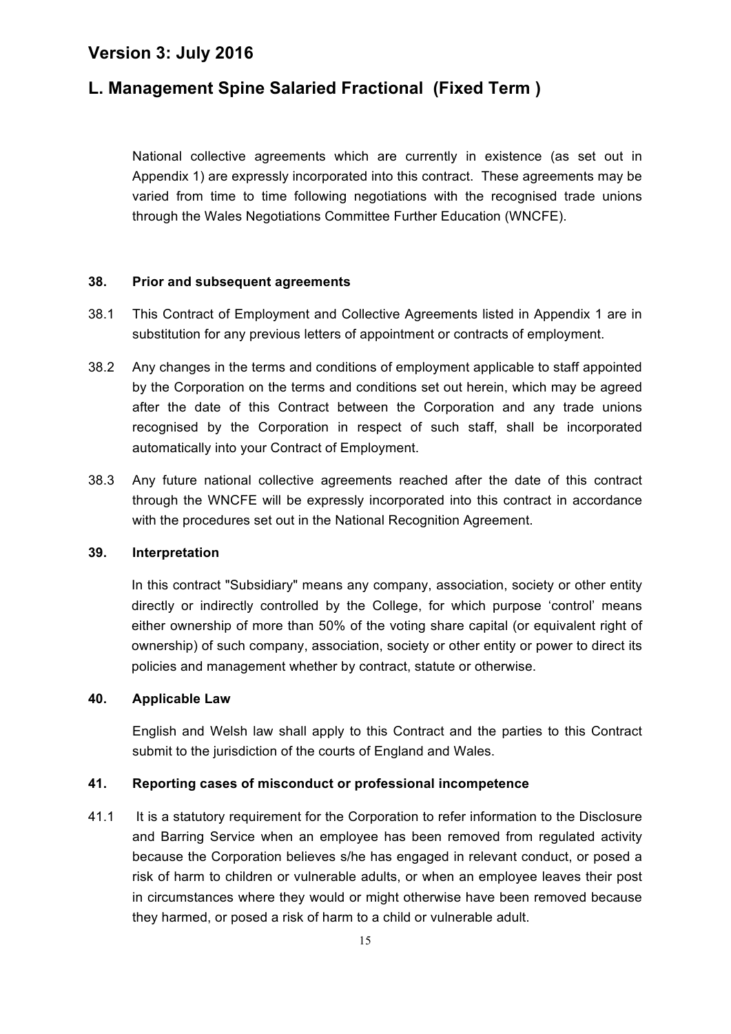National collective agreements which are currently in existence (as set out in Appendix 1) are expressly incorporated into this contract. These agreements may be varied from time to time following negotiations with the recognised trade unions through the Wales Negotiations Committee Further Education (WNCFE).

**38. Prior and subsequent agreements**

38.1 This Contract of Employment and Collective Agreements listed in Appendix 1 are in substitution for any previous letters of appointment or contracts of employment.

38.2 Any changes in the terms and conditions of employment applicable to staff appointed by the Corporation on the terms and conditions set out herein, which may be agreed after the date of this Contract between the Corporation and any trade unions recognised by the Corporation in respect of such staff, shall be incorporated automatically into your Contract of Employment.

38.3 Any future national collective agreements reached after the date of this contract through the WNCFE will be expressly incorporated into this contract in accordance with the procedures set out in the National Recognition Agreement.

**39. Interpretation**

In this contract "Subsidiary" means any company, association, society or other entity directly or indirectly controlled by the College, for which purpose 'control' means either ownership of more than 50% of the voting share capital (or equivalent right of ownership) of such company, association, society or other entity or power to direct its policies and management whether by contract, statute or otherwise.

**40. Applicable Law**

English and Welsh law shall apply to this Contract and the parties to this Contract submit to the jurisdiction of the courts of England and Wales.

**41. Reporting cases of misconduct or professional incompetence**

41.1 It is a statutory requirement for the Corporation to refer information to the Disclosure and Barring Service when an employee has been removed from regulated activity because the Corporation believes s/he has engaged in relevant conduct, or posed a risk of harm to children or vulnerable adults, or when an employee leaves their post in circumstances where they would or might otherwise have been removed because they harmed, or posed a risk of harm to a child or vulnerable adult.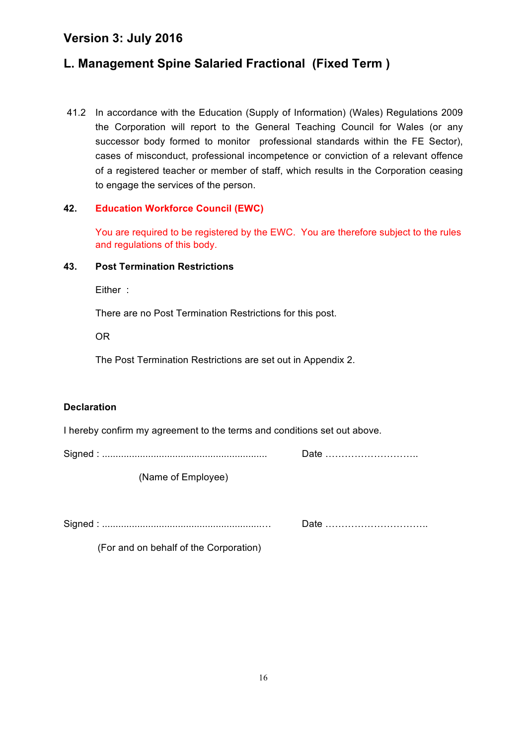## Version 3: July 2016

## L. Management Spine Salaried Fractional (Fixed Term )

41.2 In accordance with the Education (Supply of Information) (Wales) Regulations 2009 the Corporation will report to the General Teaching Council for Wales (or any successor body formed to monitor professional standards within the FE Sector), cases of misconduct, professional incompetence or conviction of a relevant offence of a registered teacher or member of staff, which results in the Corporation ceasing to engage the services of the person.

**42. Education Workforce Council (EWC)**

You are required to be registered by the EWC. You are therefore subject to the rules and regulations of this body.

**43. Post Termination Restrictions**

Either :

There are no Post Termination Restrictions for this post.

OR

The Post Termination Restrictions are set out in Appendix 2.

**Declaration**

I hereby confirm my agreement to the terms and conditions set out above.

Signed : ............................................................ Date ………………………..

(Name of Employee)

Signed : ............................................................… Date …………………………..

(For and on behalf of the Corporation)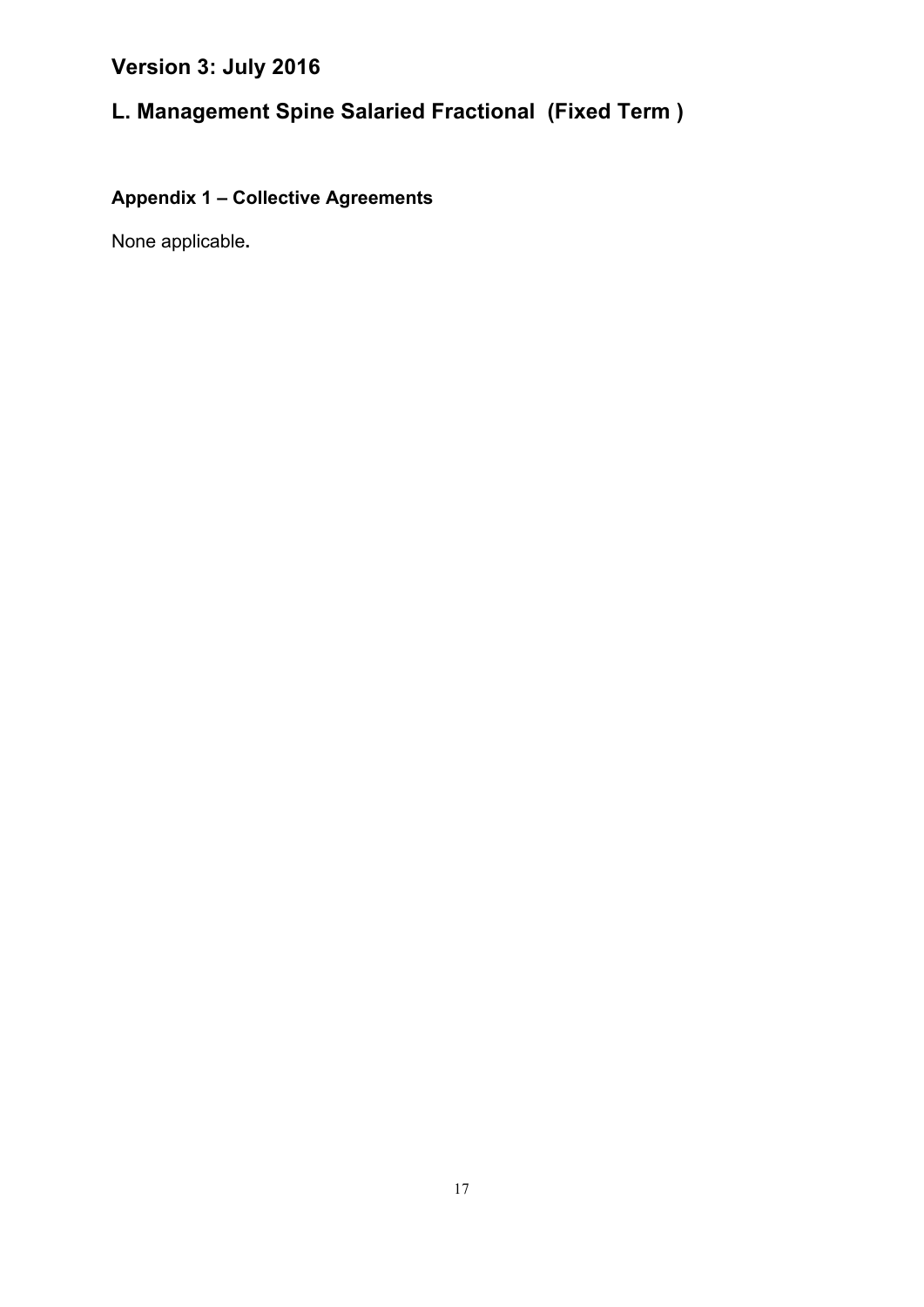# Version 3: July 2016

# L. Management Spine Salaried Fractional (Fixed Term )

### Appendix 1 – Collective Agreements

None applicable.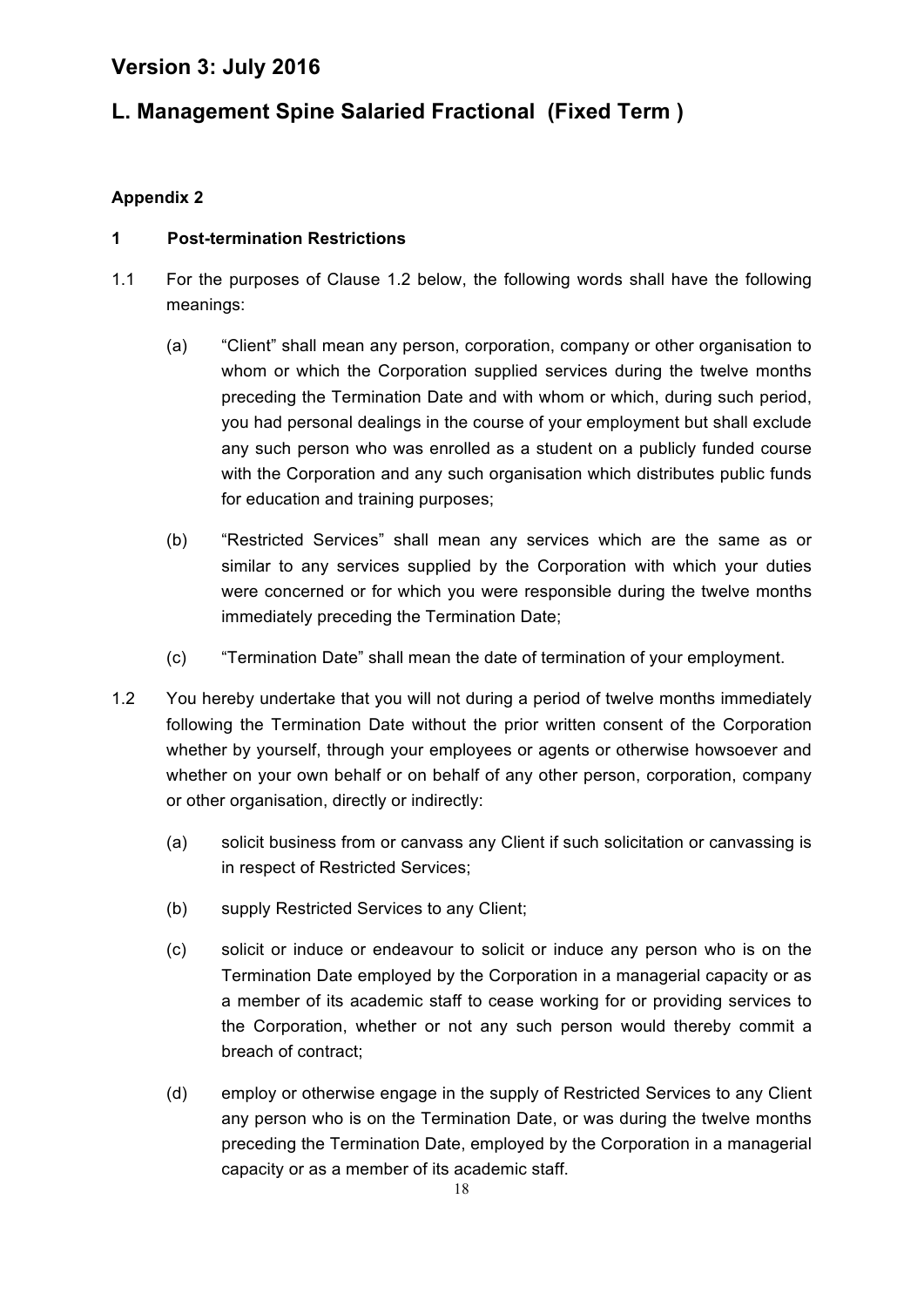# Version 3: July 2016

# L. Management Spine Salaried Fractional (Fixed Term )

**Appendix 2**

**1 Post-termination Restrictions**

1.1 For the purposes of Clause 1.2 below, the following words shall have the following meanings:

(a) "Client" shall mean any person, corporation, company or other organisation to whom or which the Corporation supplied services during the twelve months preceding the Termination Date and with whom or which, during such period, you had personal dealings in the course of your employment but shall exclude any such person who was enrolled as a student on a publicly funded course with the Corporation and any such organisation which distributes public funds for education and training purposes;

(b) "Restricted Services" shall mean any services which are the same as or similar to any services supplied by the Corporation with which your duties were concerned or for which you were responsible during the twelve months immediately preceding the Termination Date;

(c) "Termination Date" shall mean the date of termination of your employment.

1.2 You hereby undertake that you will not during a period of twelve months immediately following the Termination Date without the prior written consent of the Corporation whether by yourself, through your employees or agents or otherwise howsoever and whether on your own behalf or on behalf of any other person, corporation, company or other organisation, directly or indirectly:

(a) solicit business from or canvass any Client if such solicitation or canvassing is in respect of Restricted Services;

(b) supply Restricted Services to any Client;

(c) solicit or induce or endeavour to solicit or induce any person who is on the Termination Date employed by the Corporation in a managerial capacity or as a member of its academic staff to cease working for or providing services to the Corporation, whether or not any such person would thereby commit a breach of contract;

(d) employ or otherwise engage in the supply of Restricted Services to any Client any person who is on the Termination Date, or was during the twelve months preceding the Termination Date, employed by the Corporation in a managerial capacity or as a member of its academic staff.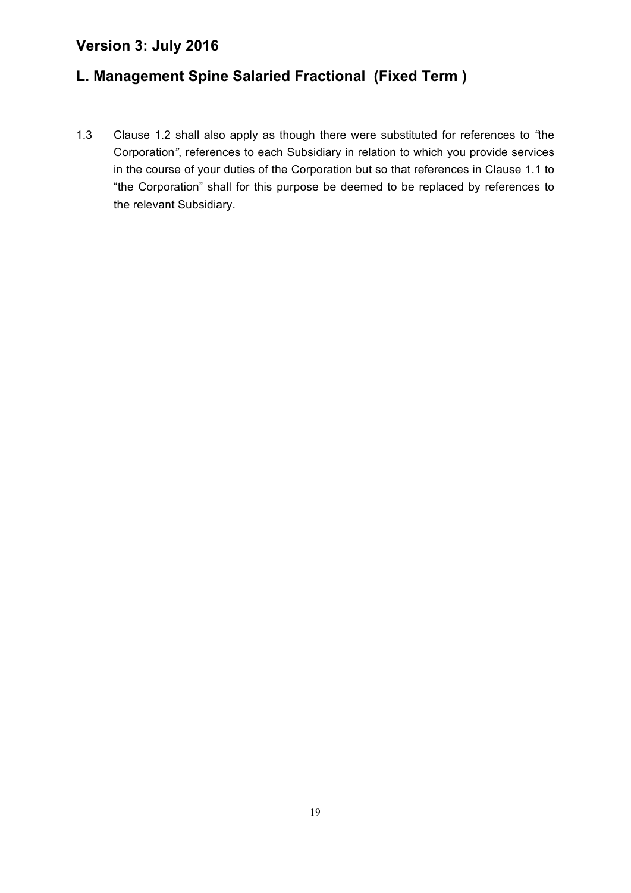## Version 3: July 2016

## L. Management Spine Salaried Fractional (Fixed Term )

1.3 Clause 1.2 shall also apply as though there were substituted for references to "the Corporation", references to each Subsidiary in relation to which you provide services in the course of your duties of the Corporation but so that references in Clause 1.1 to "the Corporation" shall for this purpose be deemed to be replaced by references to the relevant Subsidiary.